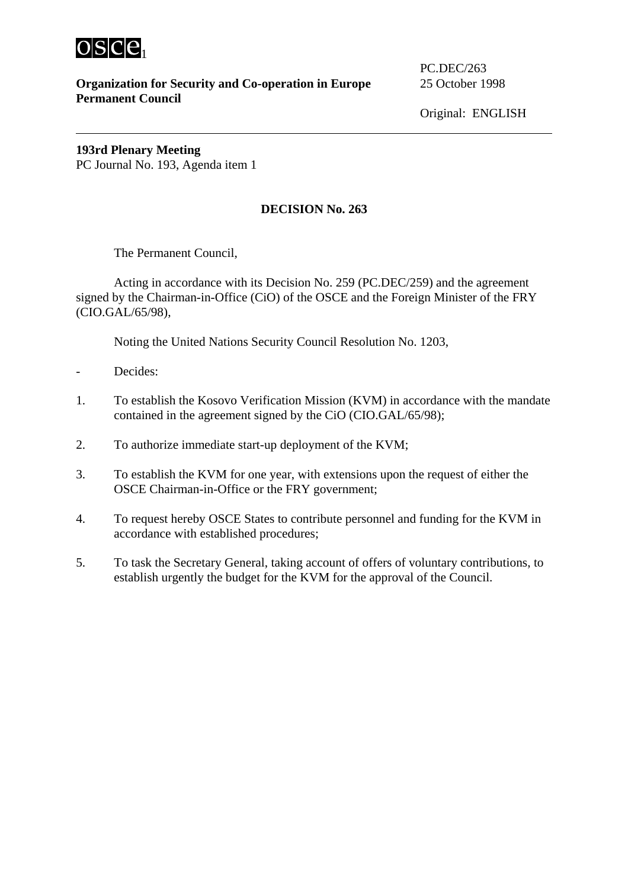**Organization for Security and Co-operation in Europe**
**Permanent Council**

PC.DEC/263
25 October 1998

Original: ENGLISH

---

**193rd Plenary Meeting**
PC Journal No. 193, Agenda item 1

## DECISION No. 263

The Permanent Council,

Acting in accordance with its Decision No. 259 (PC.DEC/259) and the agreement signed by the Chairman-in-Office (CiO) of the OSCE and the Foreign Minister of the FRY (CIO.GAL/65/98),

Noting the United Nations Security Council Resolution No. 1203,

- Decides:

1. To establish the Kosovo Verification Mission (KVM) in accordance with the mandate contained in the agreement signed by the CiO (CIO.GAL/65/98);

2. To authorize immediate start-up deployment of the KVM;

3. To establish the KVM for one year, with extensions upon the request of either the OSCE Chairman-in-Office or the FRY government;

4. To request hereby OSCE States to contribute personnel and funding for the KVM in accordance with established procedures;

5. To task the Secretary General, taking account of offers of voluntary contributions, to establish urgently the budget for the KVM for the approval of the Council.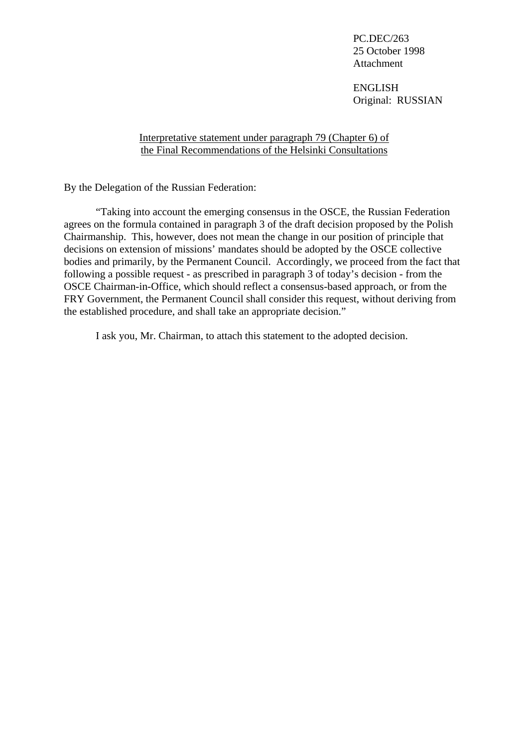PC.DEC/263
25 October 1998
Attachment

ENGLISH
Original: RUSSIAN

<u>Interpretative statement under paragraph 79 (Chapter 6) of the Final Recommendations of the Helsinki Consultations</u>

By the Delegation of the Russian Federation:

"Taking into account the emerging consensus in the OSCE, the Russian Federation agrees on the formula contained in paragraph 3 of the draft decision proposed by the Polish Chairmanship. This, however, does not mean the change in our position of principle that decisions on extension of missions' mandates should be adopted by the OSCE collective bodies and primarily, by the Permanent Council. Accordingly, we proceed from the fact that following a possible request - as prescribed in paragraph 3 of today's decision - from the OSCE Chairman-in-Office, which should reflect a consensus-based approach, or from the FRY Government, the Permanent Council shall consider this request, without deriving from the established procedure, and shall take an appropriate decision."

I ask you, Mr. Chairman, to attach this statement to the adopted decision.